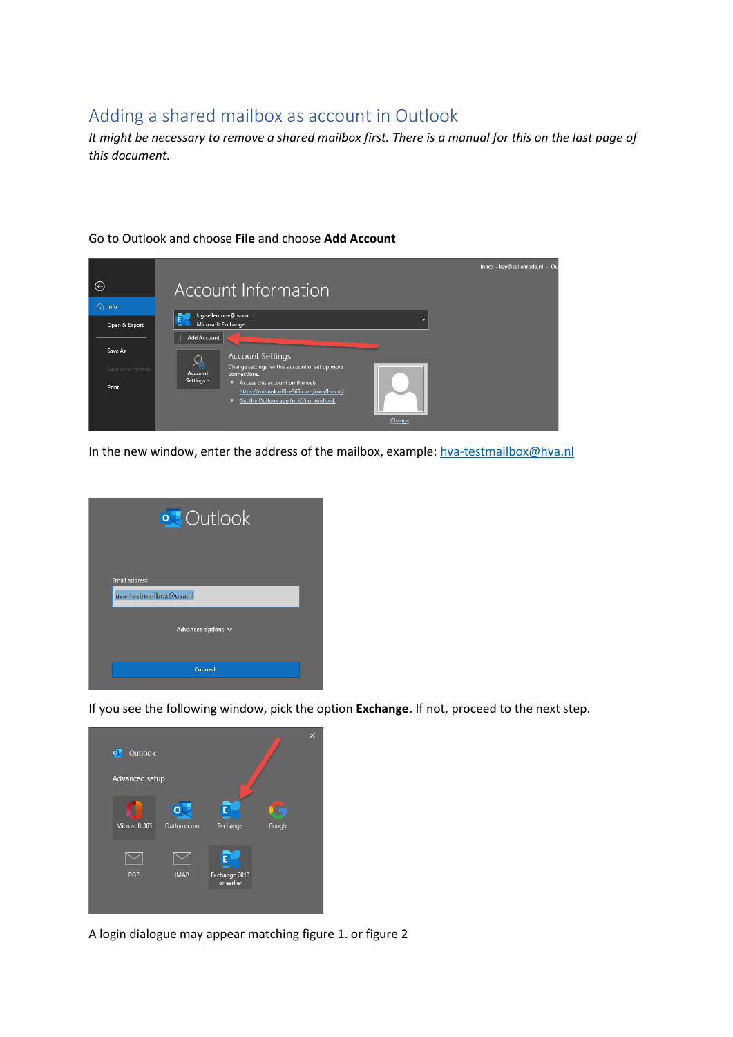# Adding a shared mailbox as account in Outlook

*It might be necessary to remove a shared mailbox first. There is a manual for this on the last page of this document.*

Go to Outlook and choose **File** and choose **Add Account**

In the new window, enter the address of the mailbox, example: hva-testmailbox@hva.nl

If you see the following window, pick the option **Exchange.** If not, proceed to the next step.

A login dialogue may appear matching figure 1. or figure 2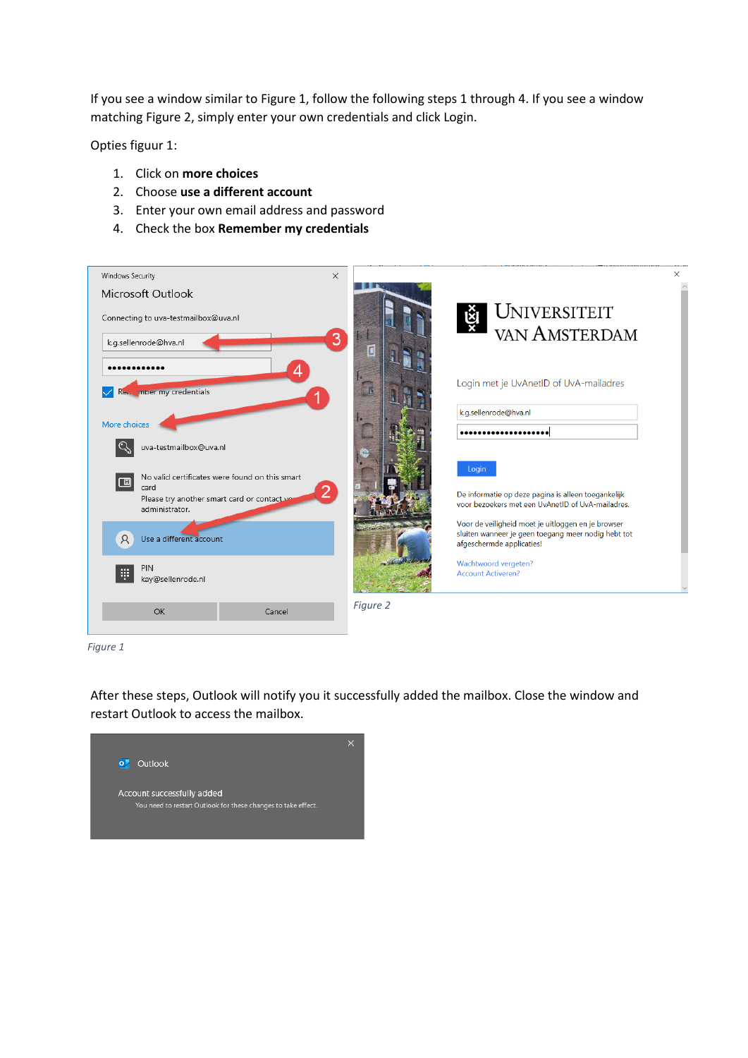If you see a window similar to Figure 1, follow the following steps 1 through 4. If you see a window matching Figure 2, simply enter your own credentials and click Login.

Opties figuur 1:

1. Click on **more choices**
2. Choose **use a different account**
3. Enter your own email address and password
4. Check the box **Remember my credentials**

*Figure 1*

*Figure 2*

After these steps, Outlook will notify you it successfully added the mailbox. Close the window and restart Outlook to access the mailbox.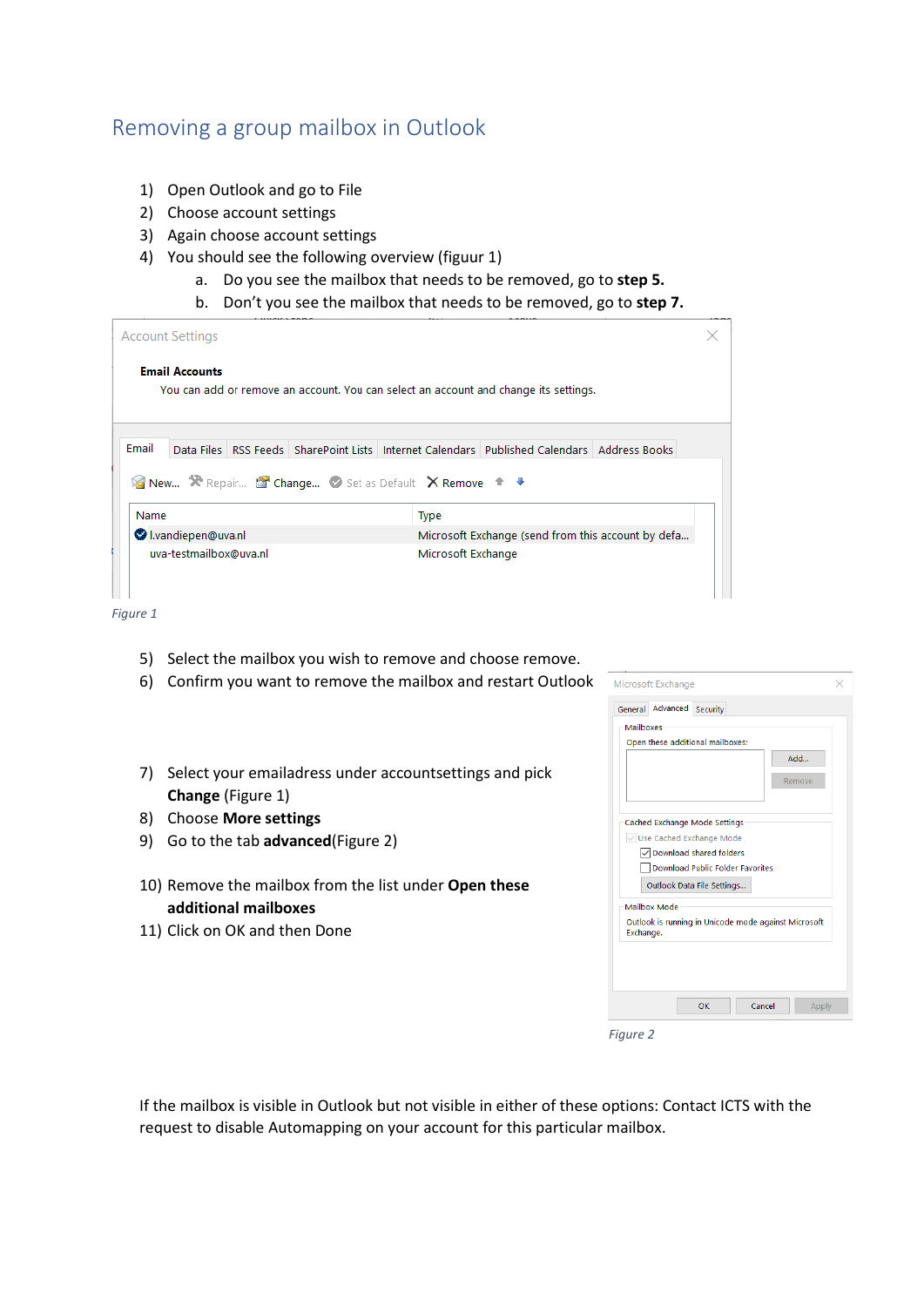# Removing a group mailbox in Outlook

1) Open Outlook and go to File
2) Choose account settings
3) Again choose account settings
4) You should see the following overview (figuur 1)
   a. Do you see the mailbox that needs to be removed, go to **step 5.**
   b. Don't you see the mailbox that needs to be removed, go to **step 7.**

*Figure 1*

5) Select the mailbox you wish to remove and choose remove.
6) Confirm you want to remove the mailbox and restart Outlook

7) Select your emailadress under accountsettings and pick **Change** (Figure 1)
8) Choose **More settings**
9) Go to the tab **advanced**(Figure 2)

10) Remove the mailbox from the list under **Open these additional mailboxes**
11) Click on OK and then Done

*Figure 2*

If the mailbox is visible in Outlook but not visible in either of these options: Contact ICTS with the request to disable Automapping on your account for this particular mailbox.